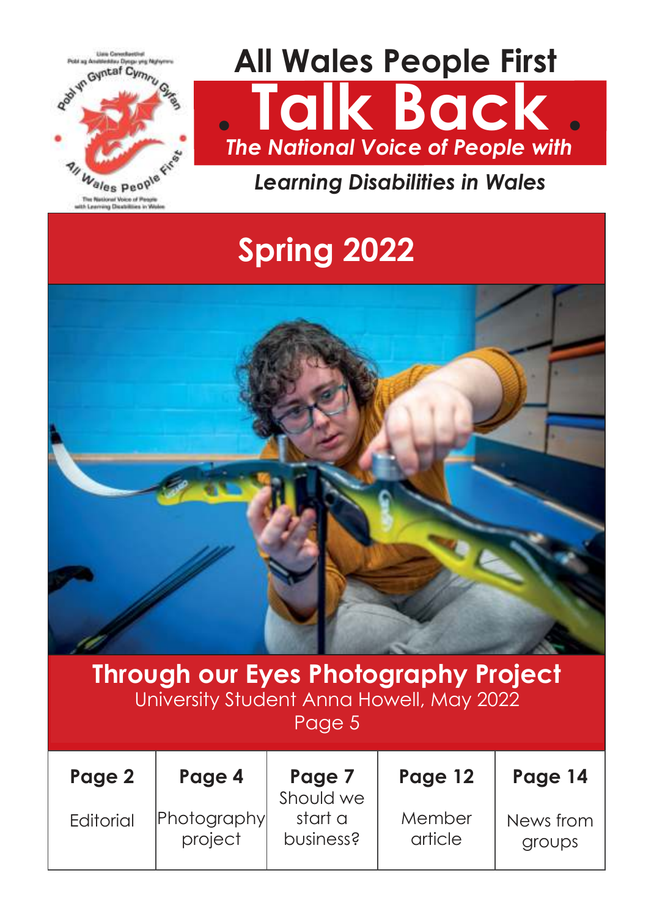# All Wales People First

## Talk Back

*The National Voice of People with Learning Disabilities in Wales*

## Spring 2022

**Through our Eyes Photography Project**

University Student Anna Howell, May 2022

Page 5

| Page 2 | Page 4 | Page 7 | Page 12 | Page 14 |
|---|---|---|---|---|
| Editorial | Photography project | Should we start a business? | Member article | News from groups |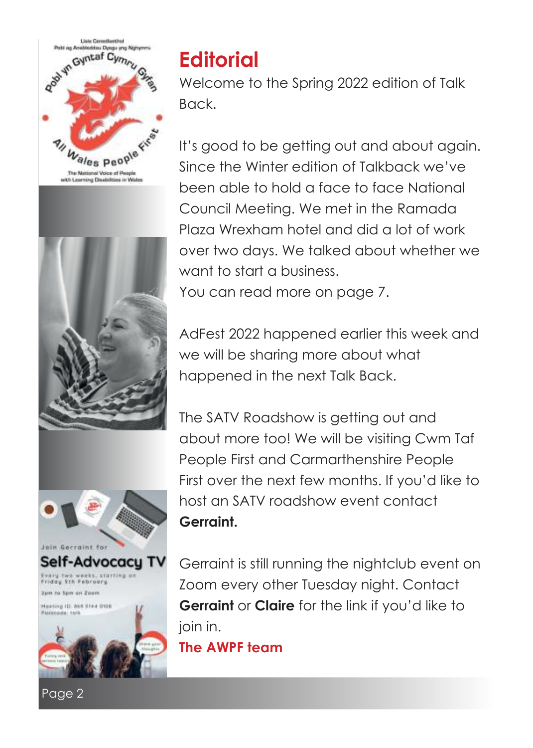# Editorial

Welcome to the Spring 2022 edition of Talk Back.

It's good to be getting out and about again. Since the Winter edition of Talkback we've been able to hold a face to face National Council Meeting. We met in the Ramada Plaza Wrexham hotel and did a lot of work over two days. We talked about whether we want to start a business.
You can read more on page 7.

AdFest 2022 happened earlier this week and we will be sharing more about what happened in the next Talk Back.

The SATV Roadshow is getting out and about more too! We will be visiting Cwm Taf People First and Carmarthenshire People First over the next few months. If you'd like to host an SATV roadshow event contact **Gerraint.**

Gerraint is still running the nightclub event on Zoom every other Tuesday night. Contact **Gerraint** or **Claire** for the link if you'd like to join in.

**The AWPF team**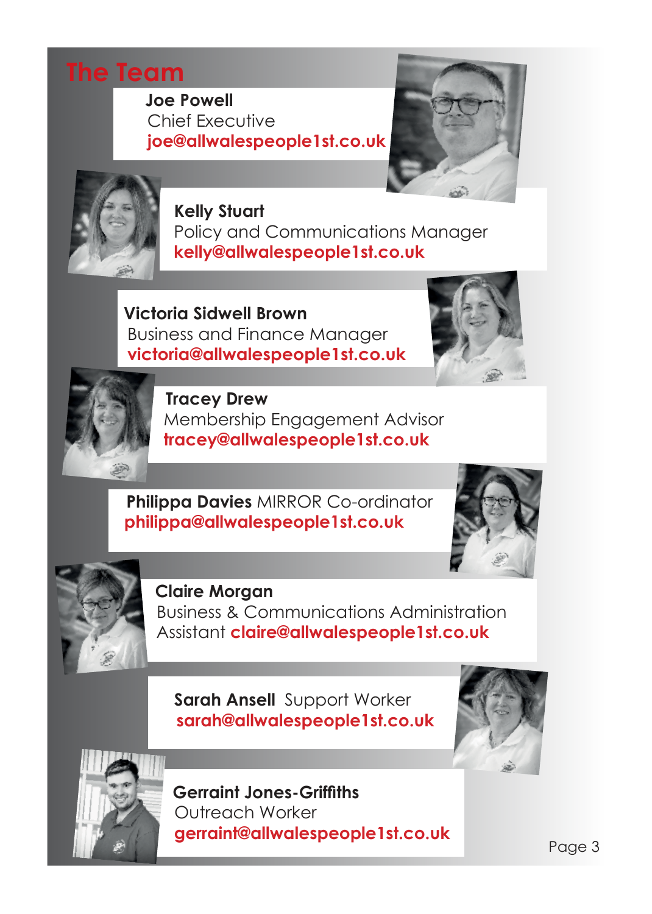# The Team

**Joe Powell**
Chief Executive
joe@allwalespeople1st.co.uk

**Kelly Stuart**
Policy and Communications Manager
kelly@allwalespeople1st.co.uk

**Victoria Sidwell Brown**
Business and Finance Manager
victoria@allwalespeople1st.co.uk

**Tracey Drew**
Membership Engagement Advisor
tracey@allwalespeople1st.co.uk

**Philippa Davies** MIRROR Co-ordinator
philippa@allwalespeople1st.co.uk

**Claire Morgan**
Business & Communications Administration Assistant claire@allwalespeople1st.co.uk

**Sarah Ansell** Support Worker
sarah@allwalespeople1st.co.uk

**Gerraint Jones-Griffiths**
Outreach Worker
gerraint@allwalespeople1st.co.uk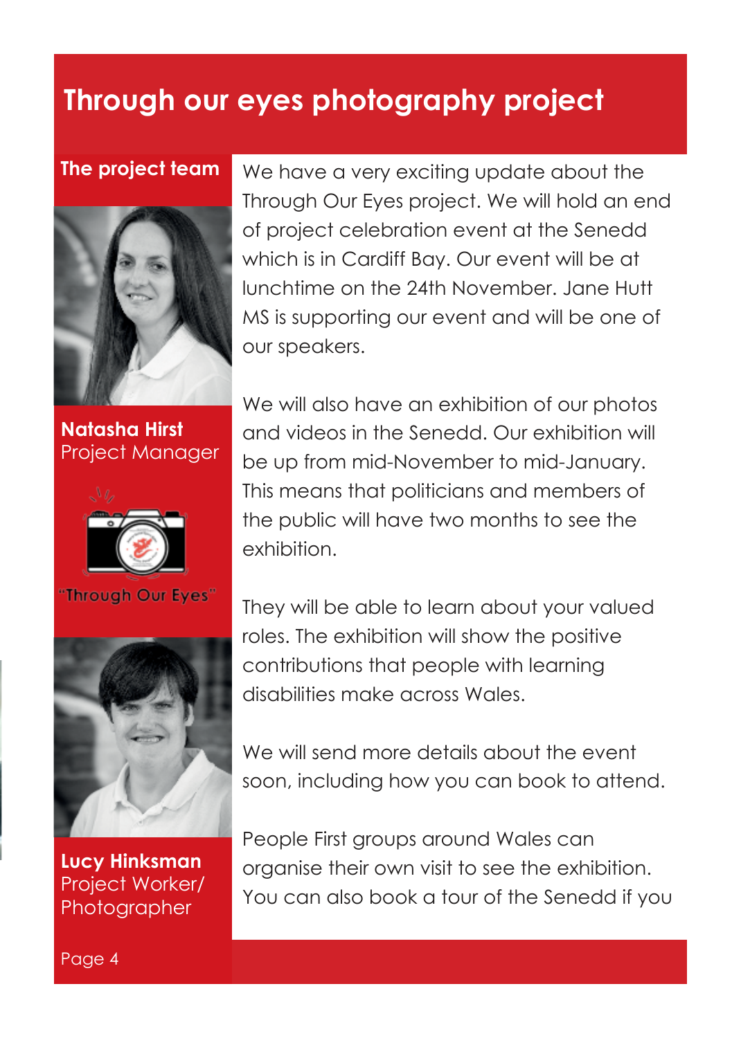# Through our eyes photography project

**The project team**

**Natasha Hirst**
Project Manager

"Through Our Eyes"

**Lucy Hinksman**
Project Worker/ Photographer

We have a very exciting update about the Through Our Eyes project. We will hold an end of project celebration event at the Senedd which is in Cardiff Bay. Our event will be at lunchtime on the 24th November. Jane Hutt MS is supporting our event and will be one of our speakers.

We will also have an exhibition of our photos and videos in the Senedd. Our exhibition will be up from mid-November to mid-January. This means that politicians and members of the public will have two months to see the exhibition.

They will be able to learn about your valued roles. The exhibition will show the positive contributions that people with learning disabilities make across Wales.

We will send more details about the event soon, including how you can book to attend.

People First groups around Wales can organise their own visit to see the exhibition. You can also book a tour of the Senedd if you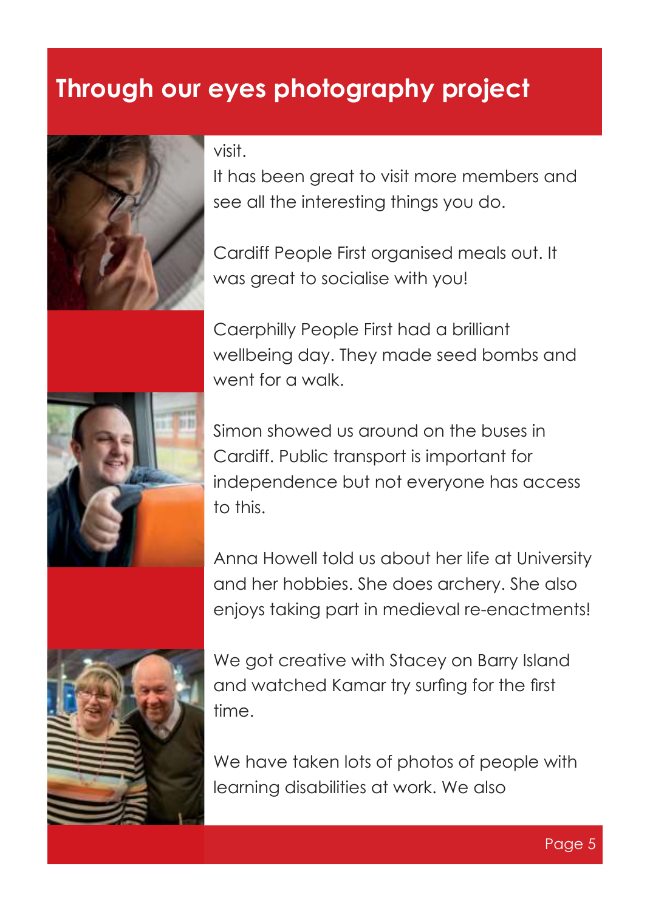# Through our eyes photography project

visit.

It has been great to visit more members and see all the interesting things you do.

Cardiff People First organised meals out. It was great to socialise with you!

Caerphilly People First had a brilliant wellbeing day. They made seed bombs and went for a walk.

Simon showed us around on the buses in Cardiff. Public transport is important for independence but not everyone has access to this.

Anna Howell told us about her life at University and her hobbies. She does archery. She also enjoys taking part in medieval re-enactments!

We got creative with Stacey on Barry Island and watched Kamar try surfing for the first time.

We have taken lots of photos of people with learning disabilities at work. We also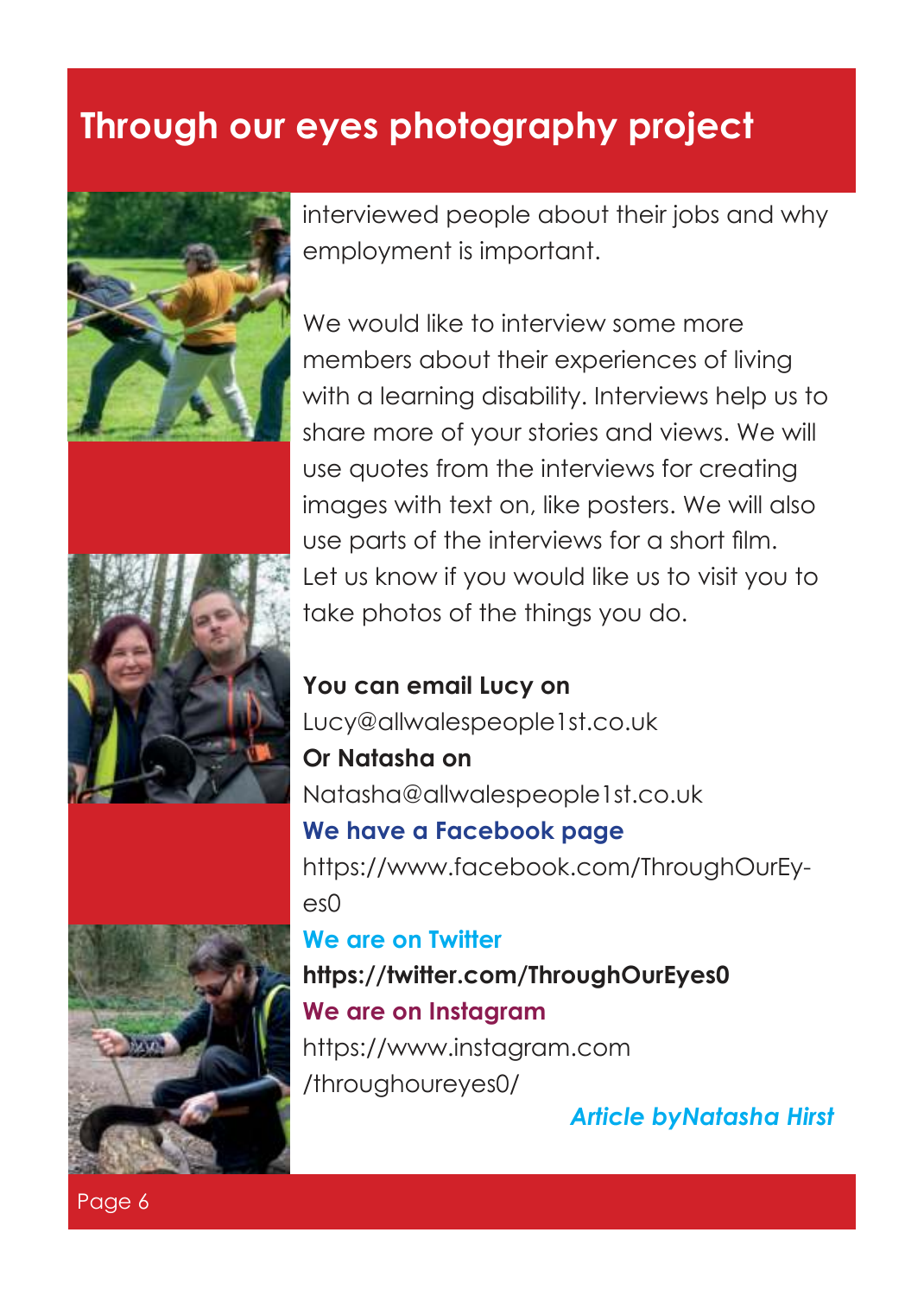# Through our eyes photography project

interviewed people about their jobs and why employment is important.

We would like to interview some more members about their experiences of living with a learning disability. Interviews help us to share more of your stories and views. We will use quotes from the interviews for creating images with text on, like posters. We will also use parts of the interviews for a short film. Let us know if you would like us to visit you to take photos of the things you do.

**You can email Lucy on**
Lucy@allwalespeople1st.co.uk
**Or Natasha on**
Natasha@allwalespeople1st.co.uk

**We have a Facebook page**
https://www.facebook.com/ThroughOurEyes0

**We are on Twitter**
**https://twitter.com/ThroughOurEyes0**

**We are on Instagram**
https://www.instagram.com/throughoureyes0/

***Article byNatasha Hirst***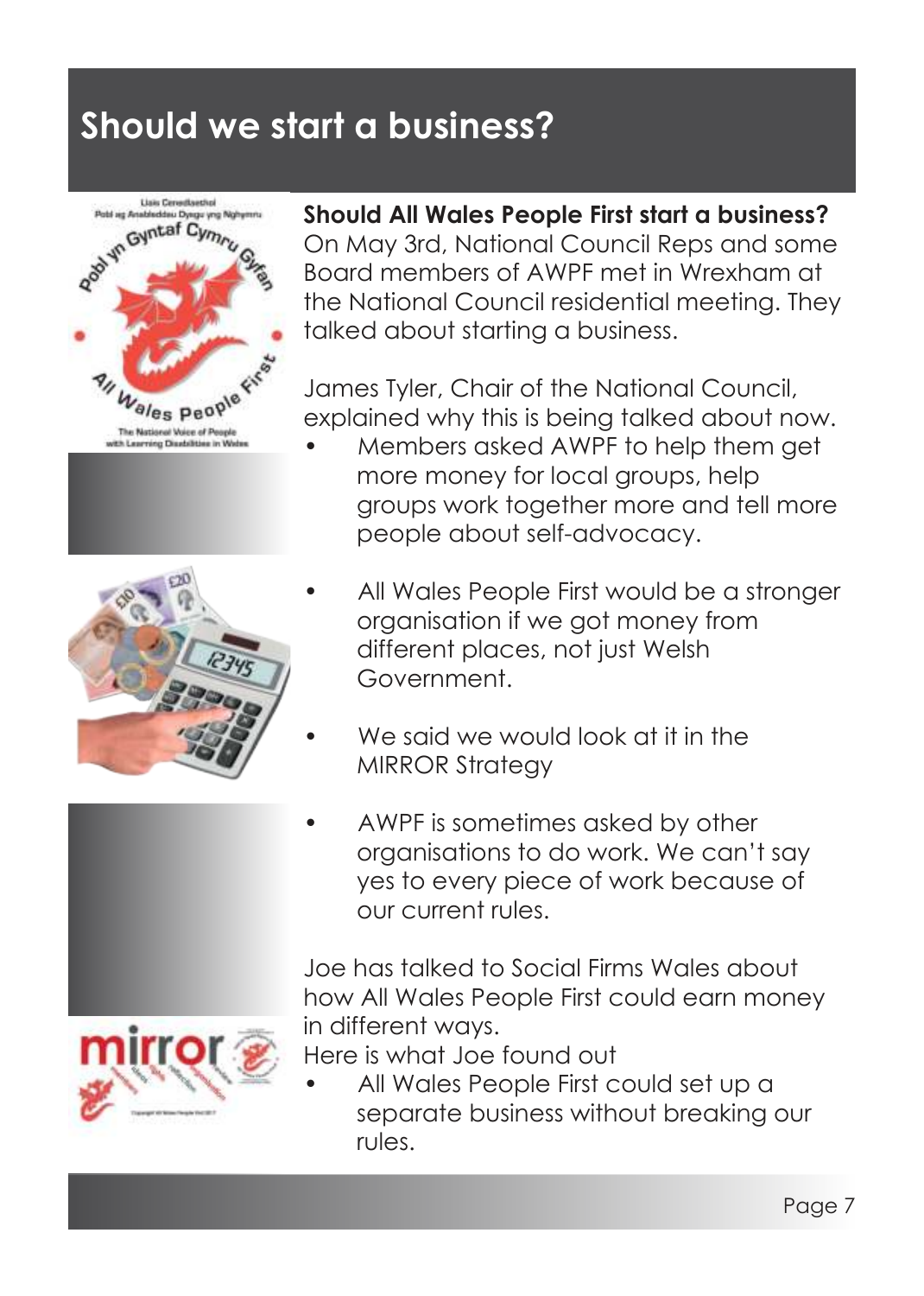# Should we start a business?

**Should All Wales People First start a business?**
On May 3rd, National Council Reps and some Board members of AWPF met in Wrexham at the National Council residential meeting. They talked about starting a business.

James Tyler, Chair of the National Council, explained why this is being talked about now.

- Members asked AWPF to help them get more money for local groups, help groups work together more and tell more people about self-advocacy.
- All Wales People First would be a stronger organisation if we got money from different places, not just Welsh Government.
- We said we would look at it in the MIRROR Strategy
- AWPF is sometimes asked by other organisations to do work. We can't say yes to every piece of work because of our current rules.

Joe has talked to Social Firms Wales about how All Wales People First could earn money in different ways.
Here is what Joe found out

- All Wales People First could set up a separate business without breaking our rules.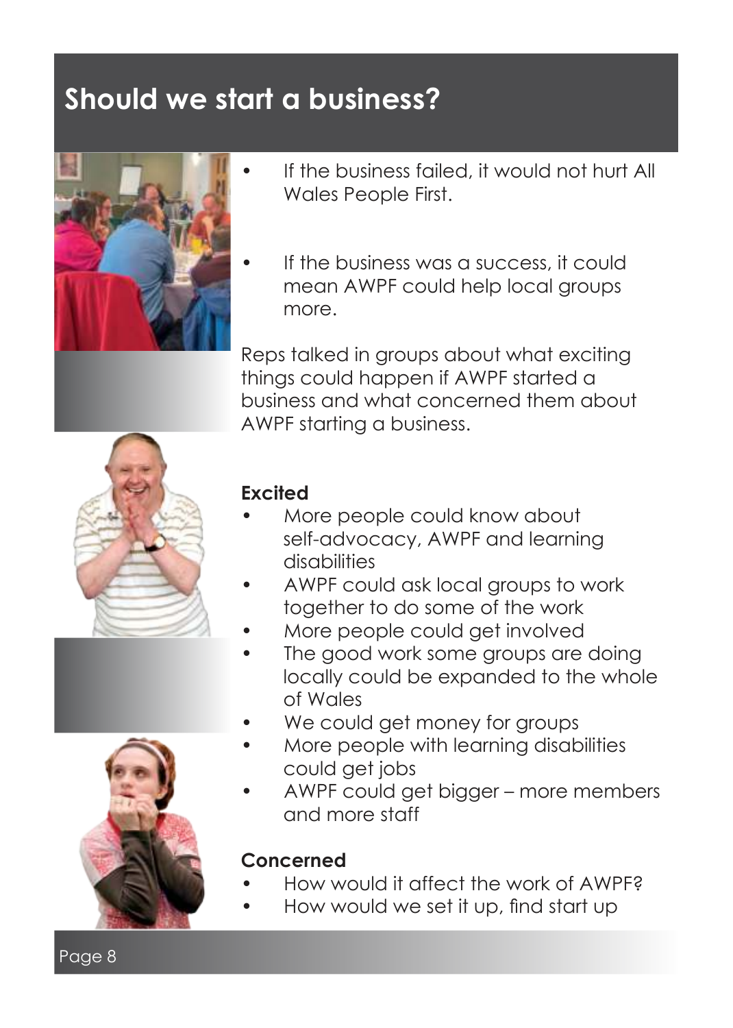## Should we start a business?

- If the business failed, it would not hurt All Wales People First.
- If the business was a success, it could mean AWPF could help local groups more.

Reps talked in groups about what exciting things could happen if AWPF started a business and what concerned them about AWPF starting a business.

**Excited**

- More people could know about self-advocacy, AWPF and learning disabilities
- AWPF could ask local groups to work together to do some of the work
- More people could get involved
- The good work some groups are doing locally could be expanded to the whole of Wales
- We could get money for groups
- More people with learning disabilities could get jobs
- AWPF could get bigger – more members and more staff

**Concerned**

- How would it affect the work of AWPF?
- How would we set it up, find start up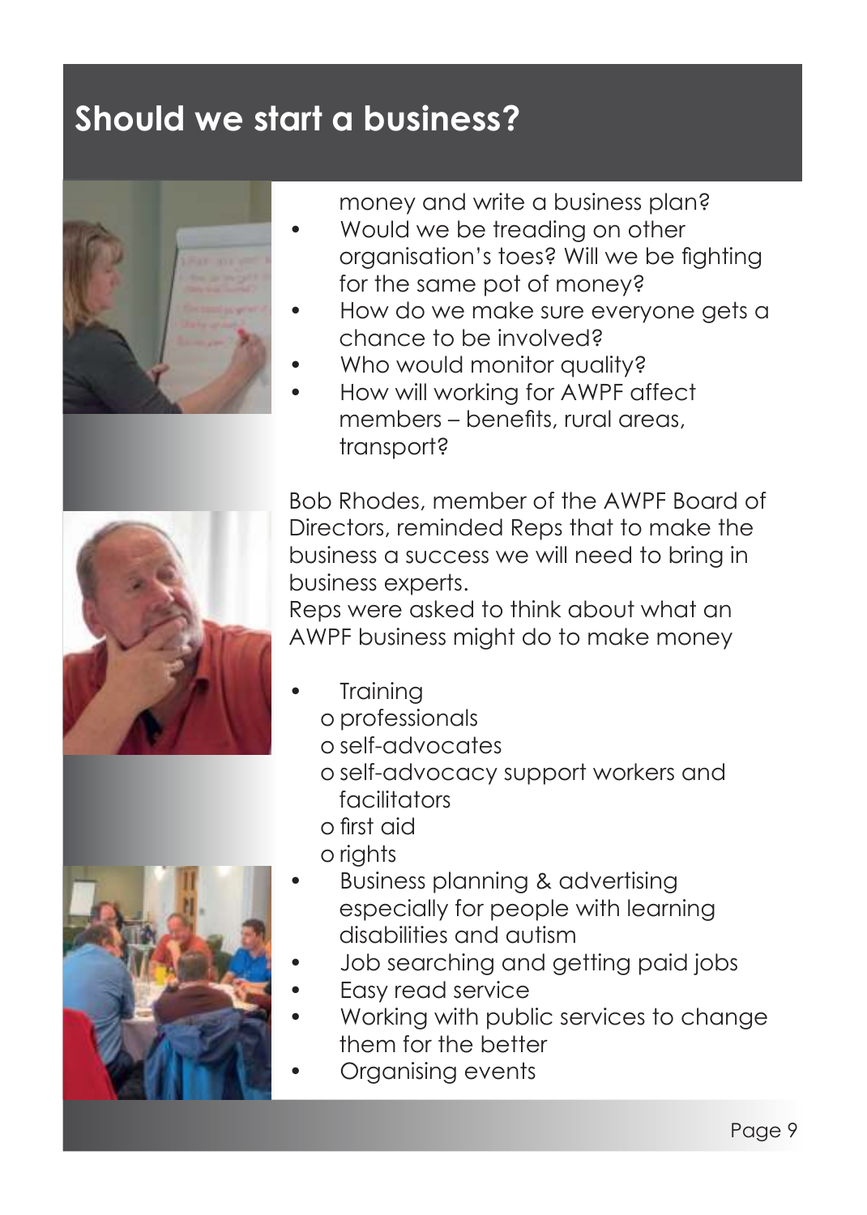## Should we start a business?

money and write a business plan?

- Would we be treading on other organisation's toes? Will we be fighting for the same pot of money?
- How do we make sure everyone gets a chance to be involved?
- Who would monitor quality?
- How will working for AWPF affect members – benefits, rural areas, transport?

Bob Rhodes, member of the AWPF Board of Directors, reminded Reps that to make the business a success we will need to bring in business experts.

Reps were asked to think about what an AWPF business might do to make money

- Training
  - professionals
  - self-advocates
  - self-advocacy support workers and facilitators
  - first aid
  - rights
- Business planning & advertising especially for people with learning disabilities and autism
- Job searching and getting paid jobs
- Easy read service
- Working with public services to change them for the better
- Organising events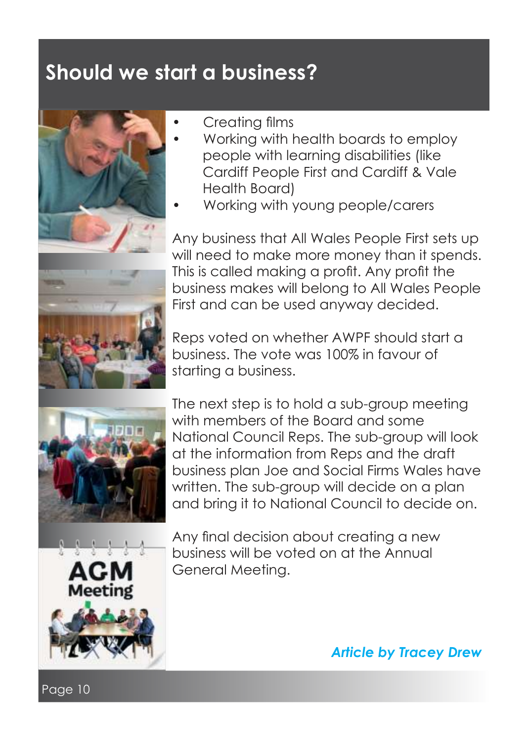# Should we start a business?

- Creating films
- Working with health boards to employ people with learning disabilities (like Cardiff People First and Cardiff & Vale Health Board)
- Working with young people/carers

Any business that All Wales People First sets up will need to make more money than it spends. This is called making a profit. Any profit the business makes will belong to All Wales People First and can be used anyway decided.

Reps voted on whether AWPF should start a business. The vote was 100% in favour of starting a business.

The next step is to hold a sub-group meeting with members of the Board and some National Council Reps. The sub-group will look at the information from Reps and the draft business plan Joe and Social Firms Wales have written. The sub-group will decide on a plan and bring it to National Council to decide on.

Any final decision about creating a new business will be voted on at the Annual General Meeting.

AGM Meeting

***Article by Tracey Drew***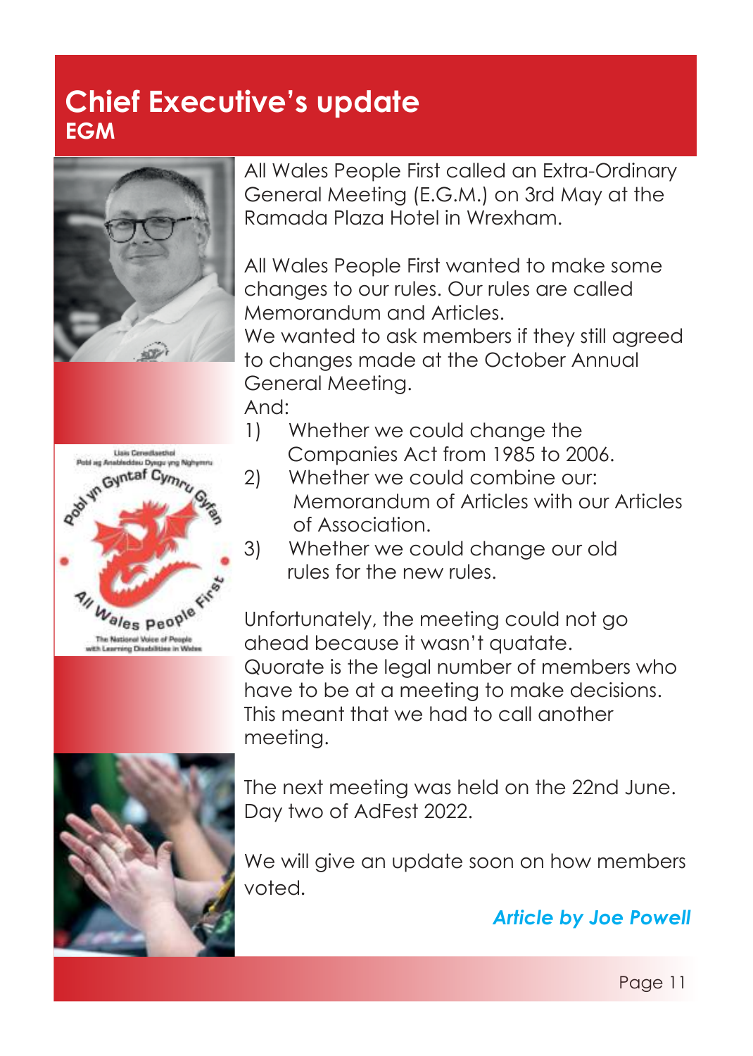# Chief Executive's update

## EGM

All Wales People First called an Extra-Ordinary General Meeting (E.G.M.) on 3rd May at the Ramada Plaza Hotel in Wrexham.

All Wales People First wanted to make some changes to our rules. Our rules are called Memorandum and Articles.
We wanted to ask members if they still agreed to changes made at the October Annual General Meeting.
And:

1) Whether we could change the Companies Act from 1985 to 2006.
2) Whether we could combine our: Memorandum of Articles with our Articles of Association.
3) Whether we could change our old rules for the new rules.

Unfortunately, the meeting could not go ahead because it wasn't quatate.
Quorate is the legal number of members who have to be at a meeting to make decisions.
This meant that we had to call another meeting.

The next meeting was held on the 22nd June. Day two of AdFest 2022.

We will give an update soon on how members voted.

***Article by Joe Powell***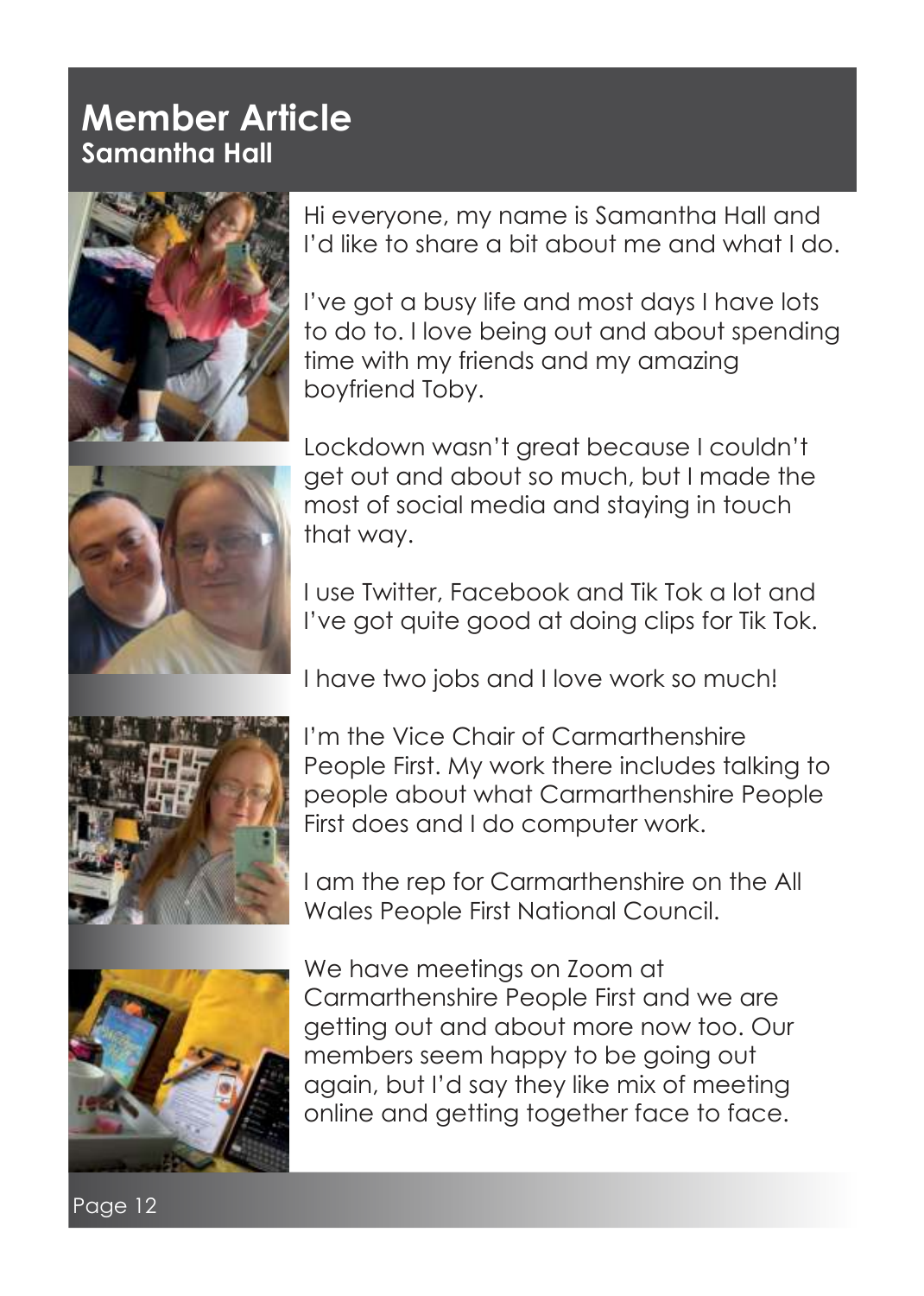# Member Article
## Samantha Hall

Hi everyone, my name is Samantha Hall and I'd like to share a bit about me and what I do.

I've got a busy life and most days I have lots to do to. I love being out and about spending time with my friends and my amazing boyfriend Toby.

Lockdown wasn't great because I couldn't get out and about so much, but I made the most of social media and staying in touch that way.

I use Twitter, Facebook and Tik Tok a lot and I've got quite good at doing clips for Tik Tok.

I have two jobs and I love work so much!

I'm the Vice Chair of Carmarthenshire People First. My work there includes talking to people about what Carmarthenshire People First does and I do computer work.

I am the rep for Carmarthenshire on the All Wales People First National Council.

We have meetings on Zoom at Carmarthenshire People First and we are getting out and about more now too. Our members seem happy to be going out again, but I'd say they like mix of meeting online and getting together face to face.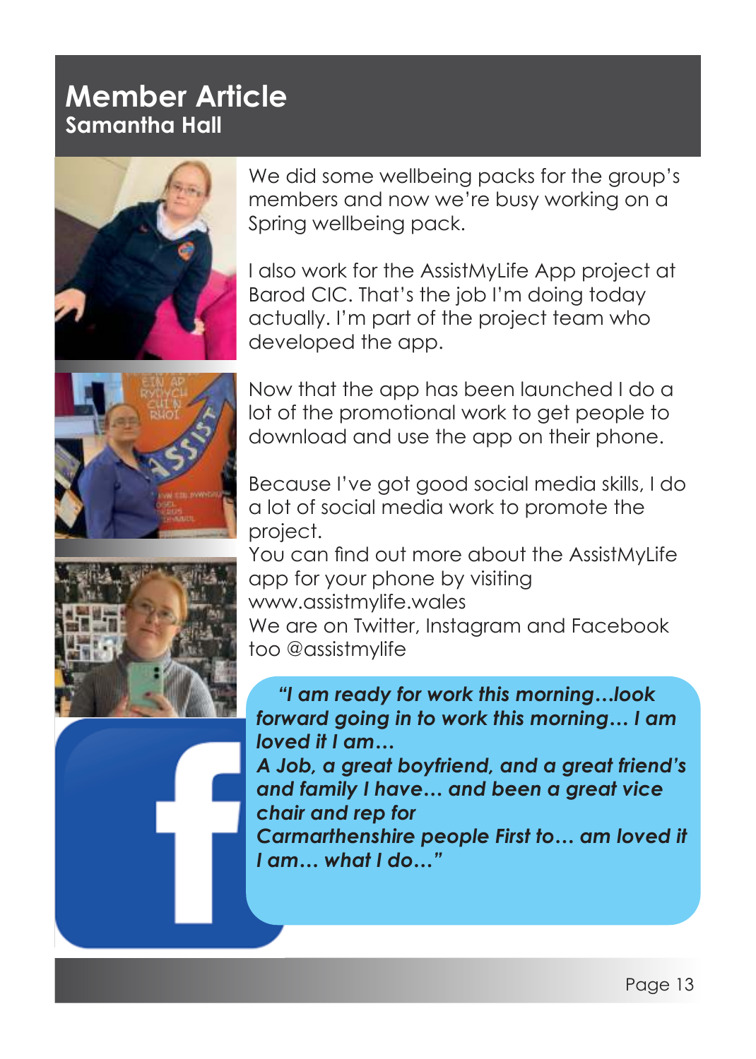# Member Article
## Samantha Hall

We did some wellbeing packs for the group's members and now we're busy working on a Spring wellbeing pack.

I also work for the AssistMyLife App project at Barod CIC. That's the job I'm doing today actually. I'm part of the project team who developed the app.

Now that the app has been launched I do a lot of the promotional work to get people to download and use the app on their phone.

Because I've got good social media skills, I do a lot of social media work to promote the project.
You can find out more about the AssistMyLife app for your phone by visiting www.assistmylife.wales
We are on Twitter, Instagram and Facebook too @assistmylife

***"I am ready for work this morning…look forward going in to work this morning… I am loved it I am…***
***A Job, a great boyfriend, and a great friend's and family I have… and been a great vice chair and rep for Carmarthenshire people First to… am loved it I am… what I do…"***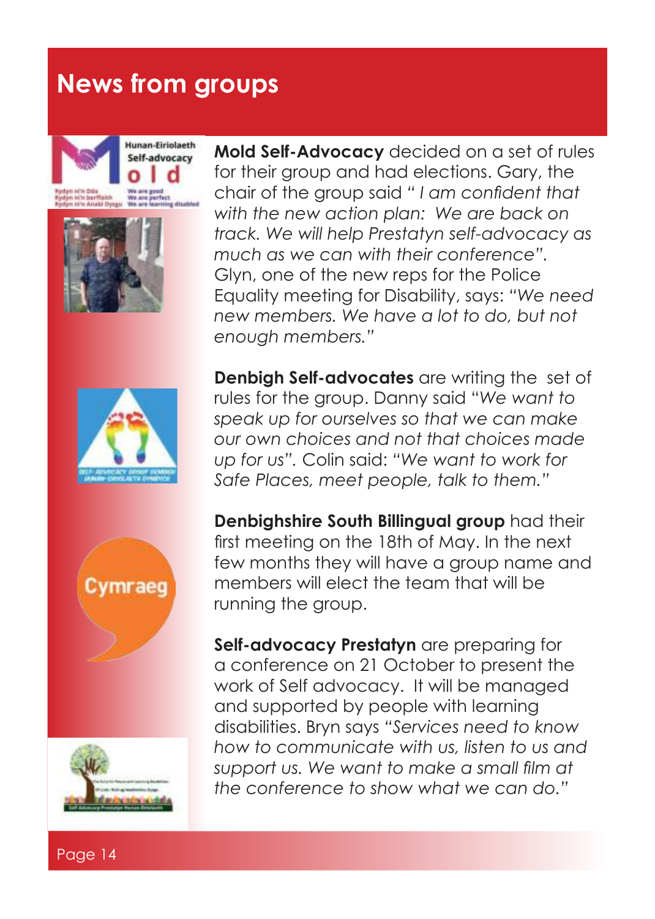# News from groups

**Mold Self-Advocacy** decided on a set of rules for their group and had elections. Gary, the chair of the group said *" I am confident that with the new action plan: We are back on track. We will help Prestatyn self-advocacy as much as we can with their conference".* Glyn, one of the new reps for the Police Equality meeting for Disability, says: *"We need new members. We have a lot to do, but not enough members."*

**Denbigh Self-advocates** are writing the set of rules for the group. Danny said *"We want to speak up for ourselves so that we can make our own choices and not that choices made up for us".* Colin said: *"We want to work for Safe Places, meet people, talk to them."*

**Denbighshire South Billingual group** had their first meeting on the 18th of May. In the next few months they will have a group name and members will elect the team that will be running the group.

**Self-advocacy Prestatyn** are preparing for a conference on 21 October to present the work of Self advocacy. It will be managed and supported by people with learning disabilities. Bryn says *"Services need to know how to communicate with us, listen to us and support us. We want to make a small film at the conference to show what we can do."*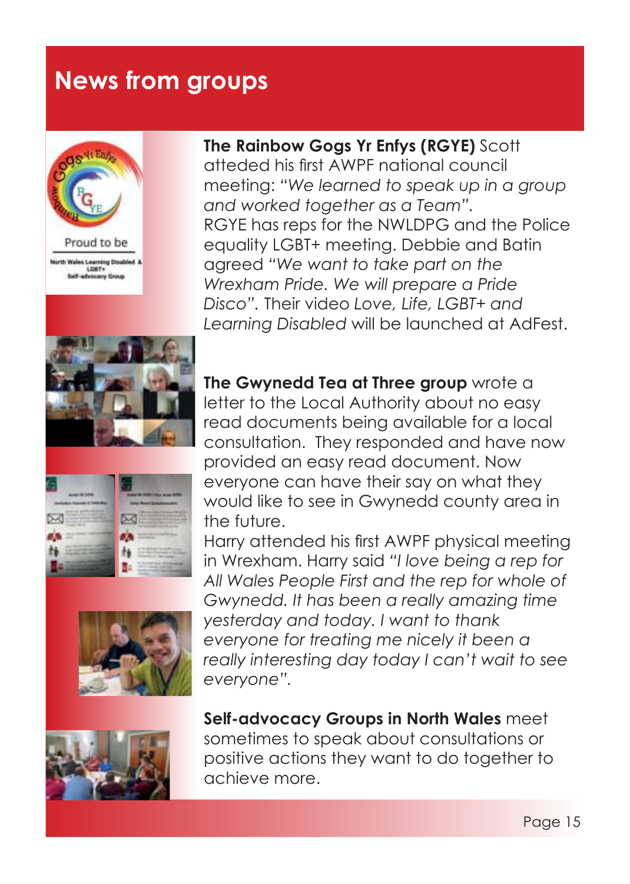# News from groups

**The Rainbow Gogs Yr Enfys (RGYE)** Scott atteded his first AWPF national council meeting: *"We learned to speak up in a group and worked together as a Team"*. RGYE has reps for the NWLDPG and the Police equality LGBT+ meeting. Debbie and Batin agreed *"We want to take part on the Wrexham Pride. We will prepare a Pride Disco"*. Their video *Love, Life, LGBT+ and Learning Disabled* will be launched at AdFest.

**The Gwynedd Tea at Three group** wrote a letter to the Local Authority about no easy read documents being available for a local consultation. They responded and have now provided an easy read document. Now everyone can have their say on what they would like to see in Gwynedd county area in the future.

Harry attended his first AWPF physical meeting in Wrexham. Harry said *"I love being a rep for All Wales People First and the rep for whole of Gwynedd. It has been a really amazing time yesterday and today. I want to thank everyone for treating me nicely it been a really interesting day today I can't wait to see everyone"*.

**Self-advocacy Groups in North Wales** meet sometimes to speak about consultations or positive actions they want to do together to achieve more.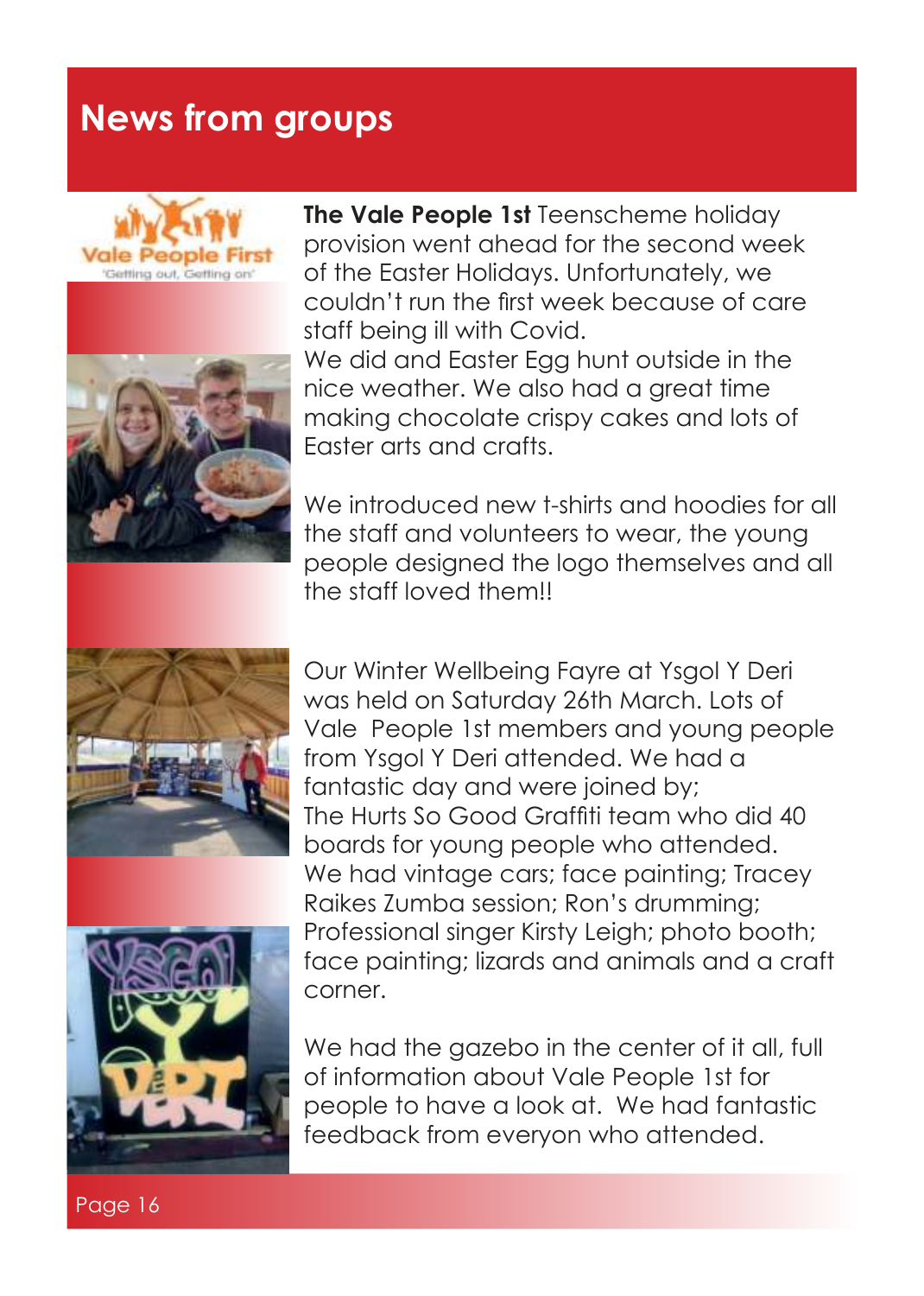# News from groups

**The Vale People 1st** Teenscheme holiday provision went ahead for the second week of the Easter Holidays. Unfortunately, we couldn't run the first week because of care staff being ill with Covid.
We did and Easter Egg hunt outside in the nice weather. We also had a great time making chocolate crispy cakes and lots of Easter arts and crafts.

We introduced new t-shirts and hoodies for all the staff and volunteers to wear, the young people designed the logo themselves and all the staff loved them!!

Our Winter Wellbeing Fayre at Ysgol Y Deri was held on Saturday 26th March. Lots of Vale People 1st members and young people from Ysgol Y Deri attended. We had a fantastic day and were joined by;
The Hurts So Good Graffiti team who did 40 boards for young people who attended.
We had vintage cars; face painting; Tracey Raikes Zumba session; Ron's drumming; Professional singer Kirsty Leigh; photo booth; face painting; lizards and animals and a craft corner.

We had the gazebo in the center of it all, full of information about Vale People 1st for people to have a look at. We had fantastic feedback from everyon who attended.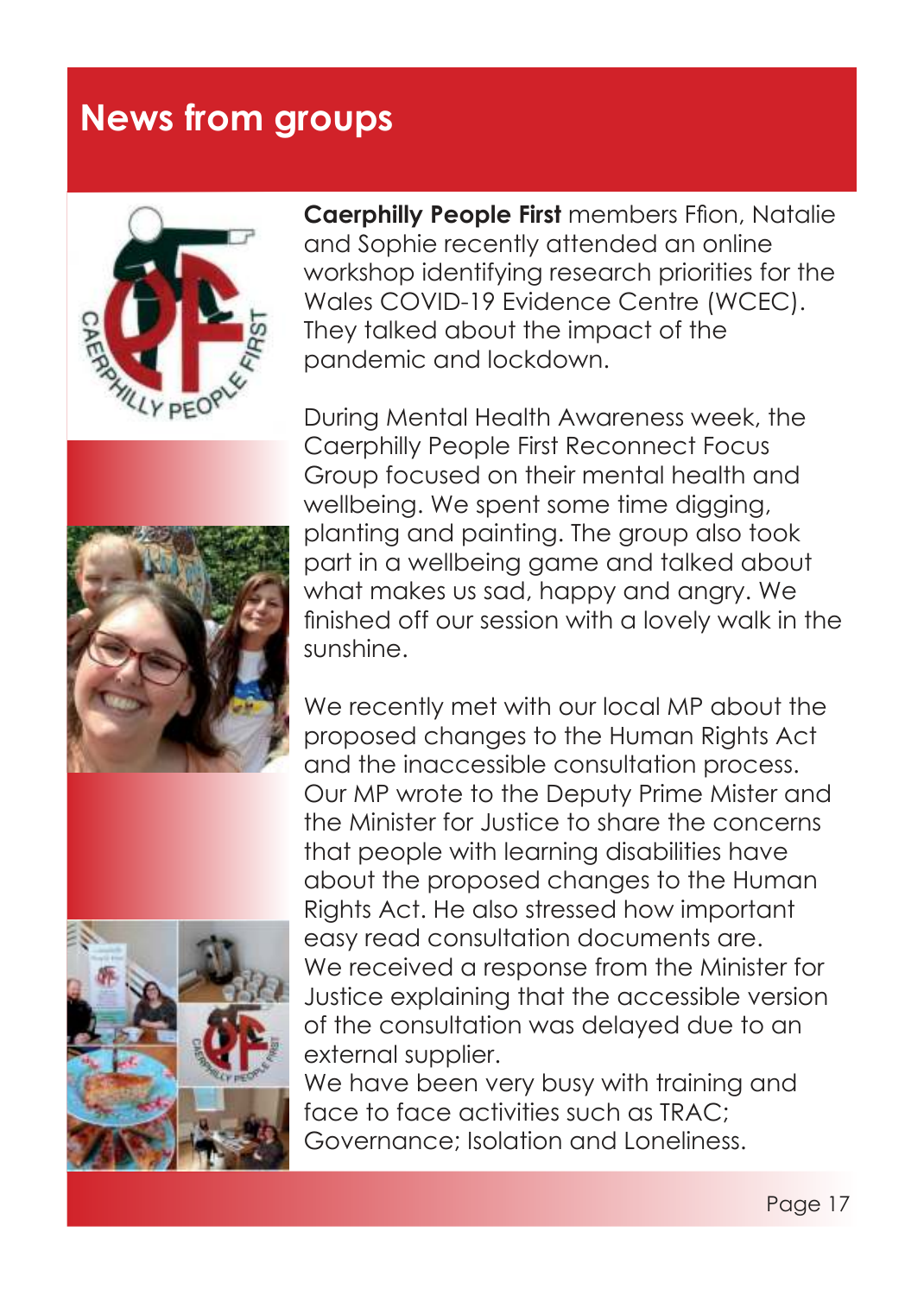# News from groups

**Caerphilly People First** members Ffion, Natalie and Sophie recently attended an online workshop identifying research priorities for the Wales COVID-19 Evidence Centre (WCEC). They talked about the impact of the pandemic and lockdown.

During Mental Health Awareness week, the Caerphilly People First Reconnect Focus Group focused on their mental health and wellbeing. We spent some time digging, planting and painting. The group also took part in a wellbeing game and talked about what makes us sad, happy and angry. We finished off our session with a lovely walk in the sunshine.

We recently met with our local MP about the proposed changes to the Human Rights Act and the inaccessible consultation process. Our MP wrote to the Deputy Prime Mister and the Minister for Justice to share the concerns that people with learning disabilities have about the proposed changes to the Human Rights Act. He also stressed how important easy read consultation documents are.
We received a response from the Minister for Justice explaining that the accessible version of the consultation was delayed due to an external supplier.
We have been very busy with training and face to face activities such as TRAC; Governance; Isolation and Loneliness.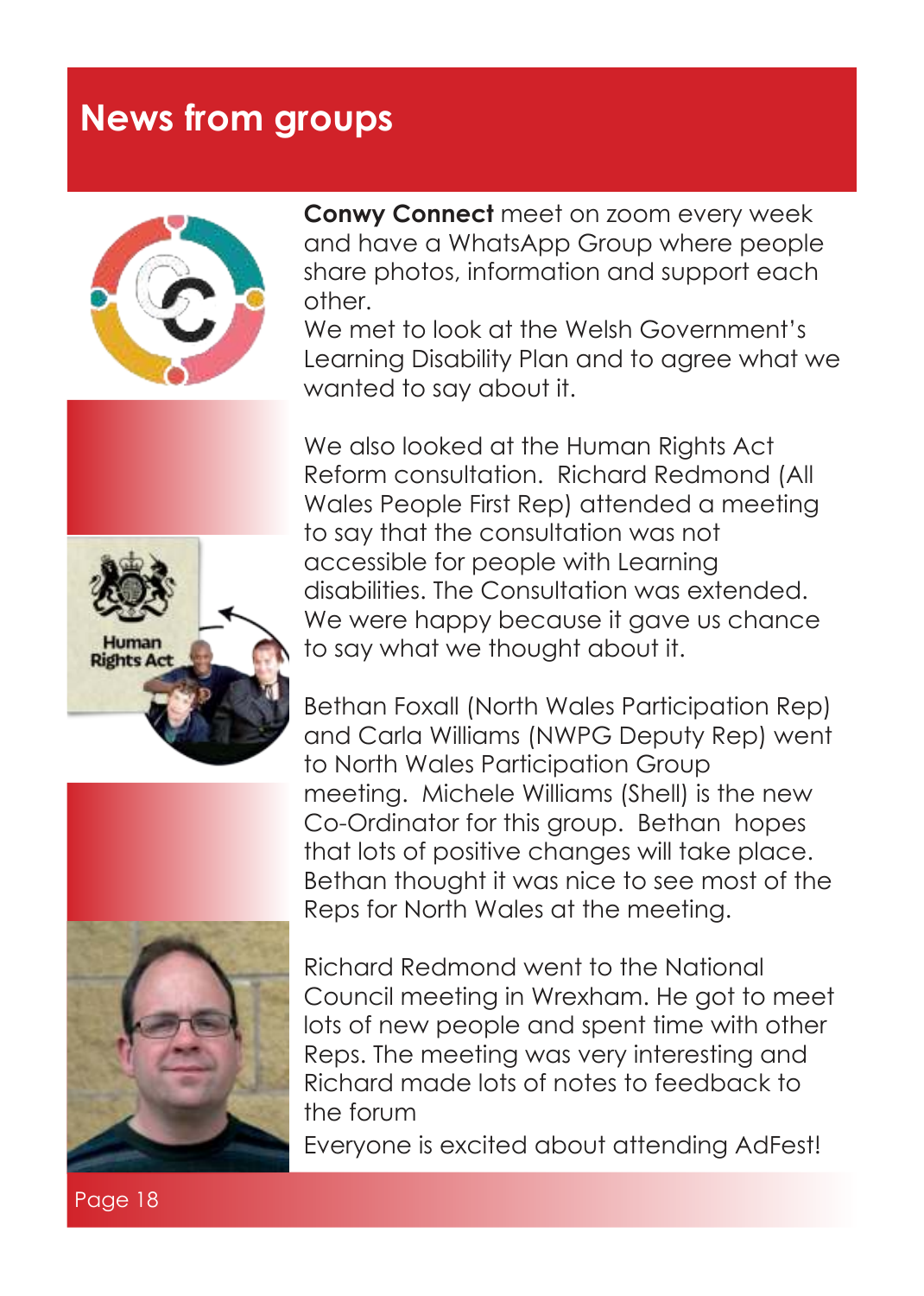# News from groups

**Conwy Connect** meet on zoom every week and have a WhatsApp Group where people share photos, information and support each other.
We met to look at the Welsh Government's Learning Disability Plan and to agree what we wanted to say about it.

We also looked at the Human Rights Act Reform consultation. Richard Redmond (All Wales People First Rep) attended a meeting to say that the consultation was not accessible for people with Learning disabilities. The Consultation was extended. We were happy because it gave us chance to say what we thought about it.

Bethan Foxall (North Wales Participation Rep) and Carla Williams (NWPG Deputy Rep) went to North Wales Participation Group meeting. Michele Williams (Shell) is the new Co-Ordinator for this group. Bethan hopes that lots of positive changes will take place. Bethan thought it was nice to see most of the Reps for North Wales at the meeting.

Richard Redmond went to the National Council meeting in Wrexham. He got to meet lots of new people and spent time with other Reps. The meeting was very interesting and Richard made lots of notes to feedback to the forum

Everyone is excited about attending AdFest!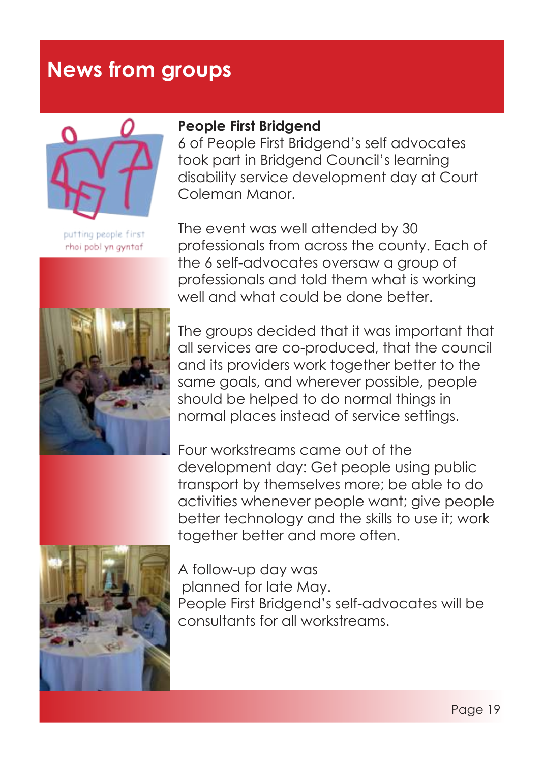# News from groups

putting people first
rhoi pobl yn gyntaf

## People First Bridgend

6 of People First Bridgend's self advocates took part in Bridgend Council's learning disability service development day at Court Coleman Manor.

The event was well attended by 30 professionals from across the county. Each of the 6 self-advocates oversaw a group of professionals and told them what is working well and what could be done better.

The groups decided that it was important that all services are co-produced, that the council and its providers work together better to the same goals, and wherever possible, people should be helped to do normal things in normal places instead of service settings.

Four workstreams came out of the development day: Get people using public transport by themselves more; be able to do activities whenever people want; give people better technology and the skills to use it; work together better and more often.

A follow-up day was planned for late May.
People First Bridgend's self-advocates will be consultants for all workstreams.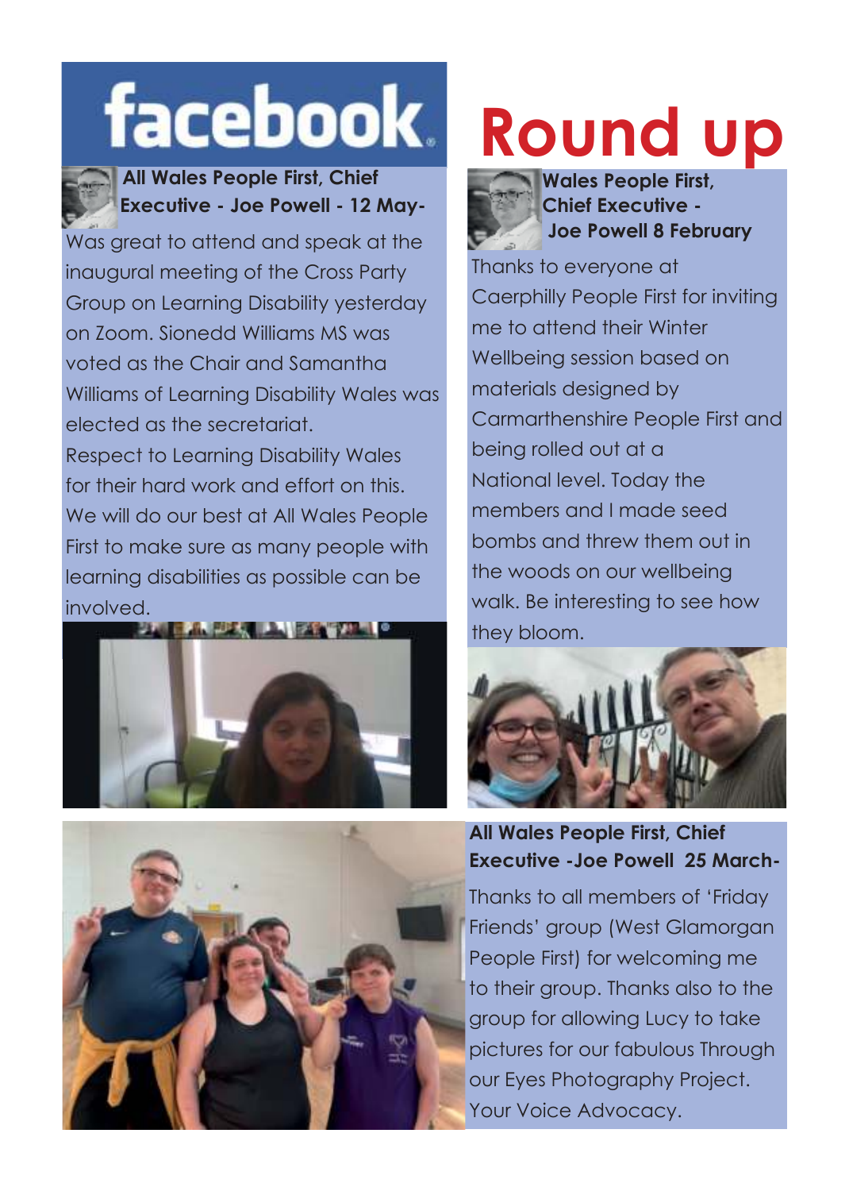# facebook Round up

**All Wales People First, Chief Executive - Joe Powell - 12 May-**

Was great to attend and speak at the inaugural meeting of the Cross Party Group on Learning Disability yesterday on Zoom. Sionedd Williams MS was voted as the Chair and Samantha Williams of Learning Disability Wales was elected as the secretariat.

Respect to Learning Disability Wales for their hard work and effort on this. We will do our best at All Wales People First to make sure as many people with learning disabilities as possible can be involved.

**Wales People First, Chief Executive - Joe Powell 8 February**

Thanks to everyone at Caerphilly People First for inviting me to attend their Winter Wellbeing session based on materials designed by Carmarthenshire People First and being rolled out at a National level. Today the members and I made seed bombs and threw them out in the woods on our wellbeing walk. Be interesting to see how they bloom.

**All Wales People First, Chief Executive -Joe Powell 25 March-**

Thanks to all members of 'Friday Friends' group (West Glamorgan People First) for welcoming me to their group. Thanks also to the group for allowing Lucy to take pictures for our fabulous Through our Eyes Photography Project. Your Voice Advocacy.